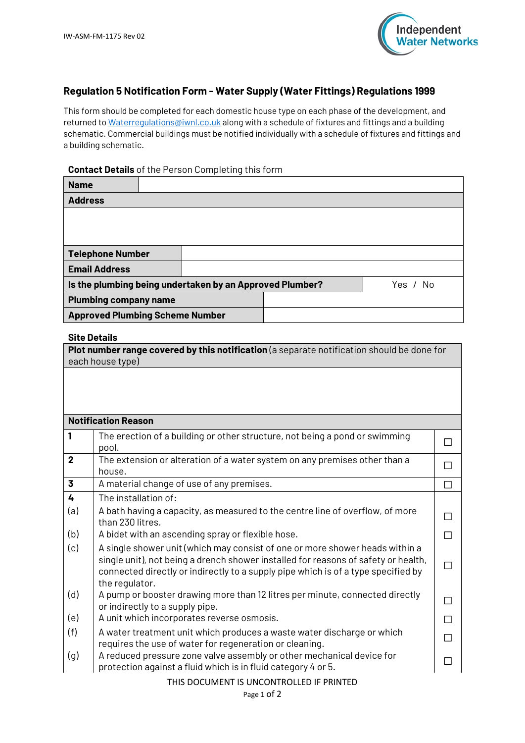IW-ASM-FM-1175 Rev 02

## Regulation 5 Notification Form - Water Supply (Water Fittings) Regulations 1999

This form should be completed for each domestic house type on each phase of the development, and returned to Waterregulations@iwnl.co.uk along with a schedule of fixtures and fittings and a building schematic. Commercial buildings must be notified individually with a schedule of fixtures and fittings and a building schematic.

**Contact Details** of the Person Completing this form

| **Name** | |
|---|---|
| **Address** | |
| | |
| **Telephone Number** | |
| **Email Address** | |
| **Is the plumbing being undertaken by an Approved Plumber?** | Yes / No |
| **Plumbing company name** | |
| **Approved Plumbing Scheme Number** | |

**Site Details**

| **Plot number range covered by this notification** (a separate notification should be done for each house type) |
|---|
| |

| **Notification Reason** | | |
|---|---|---|
| **1** | The erection of a building or other structure, not being a pond or swimming pool. | ☐ |
| **2** | The extension or alteration of a water system on any premises other than a house. | ☐ |
| **3** | A material change of use of any premises. | ☐ |
| **4** | The installation of: | |
| (a) | A bath having a capacity, as measured to the centre line of overflow, of more than 230 litres. | ☐ |
| (b) | A bidet with an ascending spray or flexible hose. | ☐ |
| (c) | A single shower unit (which may consist of one or more shower heads within a single unit), not being a drench shower installed for reasons of safety or health, connected directly or indirectly to a supply pipe which is of a type specified by the regulator. | ☐ |
| (d) | A pump or booster drawing more than 12 litres per minute, connected directly or indirectly to a supply pipe. | ☐ |
| (e) | A unit which incorporates reverse osmosis. | ☐ |
| (f) | A water treatment unit which produces a waste water discharge or which requires the use of water for regeneration or cleaning. | ☐ |
| (g) | A reduced pressure zone valve assembly or other mechanical device for protection against a fluid which is in fluid category 4 or 5. | ☐ |

THIS DOCUMENT IS UNCONTROLLED IF PRINTED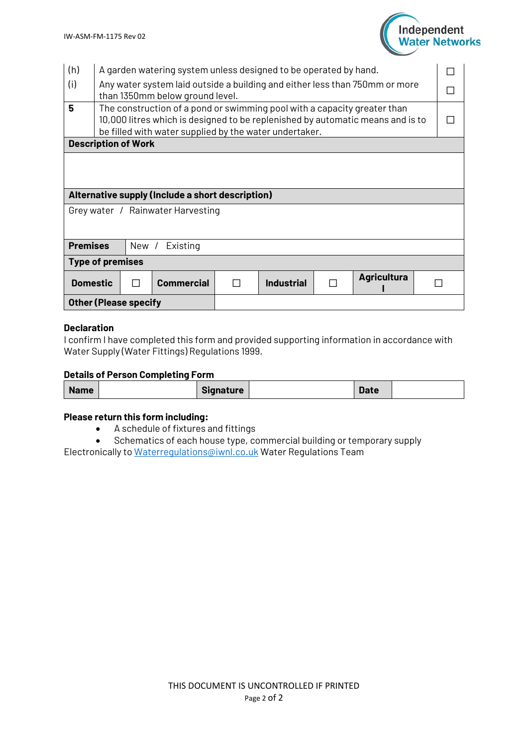| | | |
|---|---|---|
| (h) | A garden watering system unless designed to be operated by hand. | ☐ |
| (i) | Any water system laid outside a building and either less than 750mm or more than 1350mm below ground level. | ☐ |
| **5** | The construction of a pond or swimming pool with a capacity greater than 10,000 litres which is designed to be replenished by automatic means and is to be filled with water supplied by the water undertaker. | ☐ |

| **Description of Work** |
|---|
| |

| **Alternative supply (Include a short description)** |
|---|
| Grey water / Rainwater Harvesting |

| **Premises** | New / Existing |
|---|---|

| **Type of premises** | | | | | | | |
|---|---|---|---|---|---|---|---|
| **Domestic** | ☐ | **Commercial** | ☐ | **Industrial** | ☐ | **Agricultural** | ☐ |
| **Other (Please specify** | | | | | | | |

**Declaration**

I confirm I have completed this form and provided supporting information in accordance with Water Supply (Water Fittings) Regulations 1999.

**Details of Person Completing Form**

| **Name** | | **Signature** | | **Date** | |
|---|---|---|---|---|---|

**Please return this form including:**

- A schedule of fixtures and fittings
- Schematics of each house type, commercial building or temporary supply

Electronically to Waterregulations@iwnl.co.uk Water Regulations Team